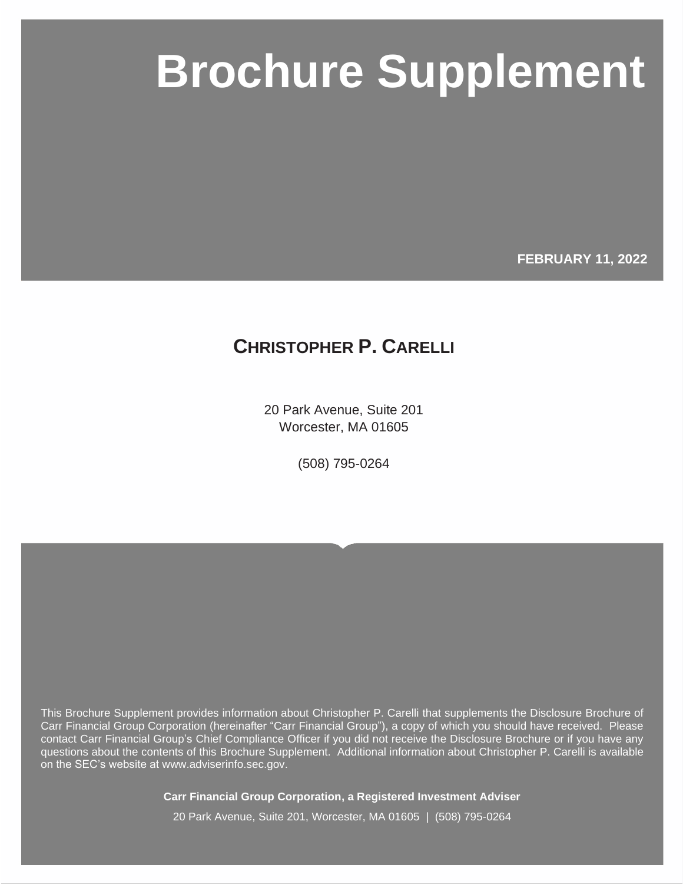# Brochure Supplement

**FEBRUARY 11, 2022**

## CHRISTOPHER P. CARELLI

20 Park Avenue, Suite 201
Worcester, MA 01605

(508) 795-0264

This Brochure Supplement provides information about Christopher P. Carelli that supplements the Disclosure Brochure of Carr Financial Group Corporation (hereinafter "Carr Financial Group"), a copy of which you should have received. Please contact Carr Financial Group's Chief Compliance Officer if you did not receive the Disclosure Brochure or if you have any questions about the contents of this Brochure Supplement. Additional information about Christopher P. Carelli is available on the SEC's website at www.adviserinfo.sec.gov.

**Carr Financial Group Corporation, a Registered Investment Adviser**

20 Park Avenue, Suite 201, Worcester, MA 01605 | (508) 795-0264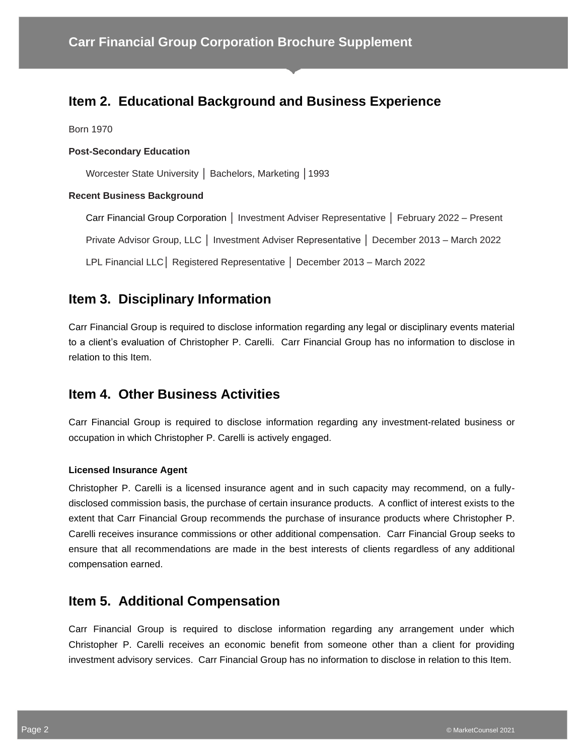## Item 2. Educational Background and Business Experience

Born 1970

**Post-Secondary Education**

Worcester State University │ Bachelors, Marketing │1993

**Recent Business Background**

Carr Financial Group Corporation │ Investment Adviser Representative │ February 2022 – Present

Private Advisor Group, LLC │ Investment Adviser Representative │ December 2013 – March 2022

LPL Financial LLC│ Registered Representative │ December 2013 – March 2022

## Item 3. Disciplinary Information

Carr Financial Group is required to disclose information regarding any legal or disciplinary events material to a client's evaluation of Christopher P. Carelli. Carr Financial Group has no information to disclose in relation to this Item.

## Item 4. Other Business Activities

Carr Financial Group is required to disclose information regarding any investment-related business or occupation in which Christopher P. Carelli is actively engaged.

**Licensed Insurance Agent**

Christopher P. Carelli is a licensed insurance agent and in such capacity may recommend, on a fully-disclosed commission basis, the purchase of certain insurance products. A conflict of interest exists to the extent that Carr Financial Group recommends the purchase of insurance products where Christopher P. Carelli receives insurance commissions or other additional compensation. Carr Financial Group seeks to ensure that all recommendations are made in the best interests of clients regardless of any additional compensation earned.

## Item 5. Additional Compensation

Carr Financial Group is required to disclose information regarding any arrangement under which Christopher P. Carelli receives an economic benefit from someone other than a client for providing investment advisory services. Carr Financial Group has no information to disclose in relation to this Item.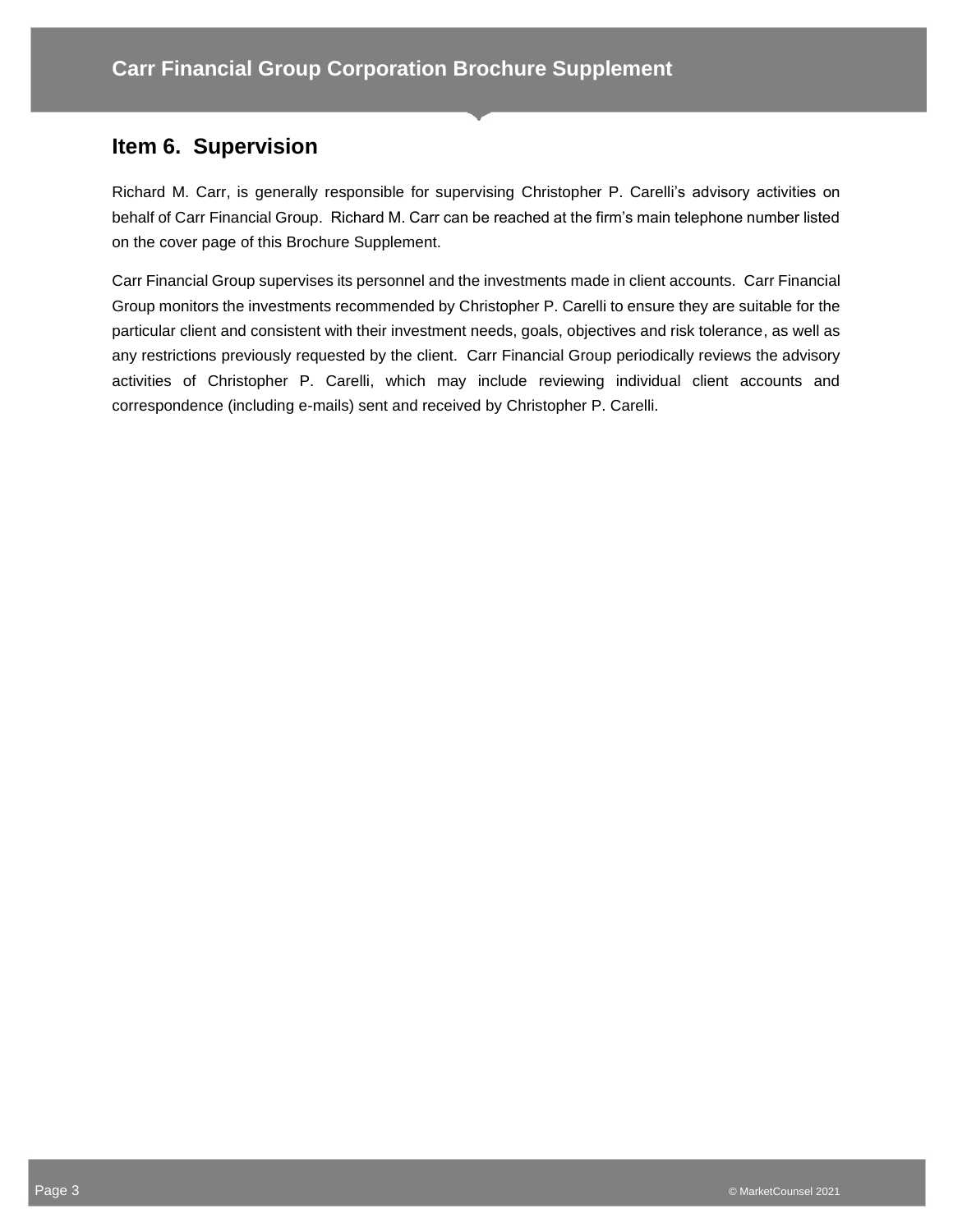## Item 6. Supervision

Richard M. Carr, is generally responsible for supervising Christopher P. Carelli's advisory activities on behalf of Carr Financial Group. Richard M. Carr can be reached at the firm's main telephone number listed on the cover page of this Brochure Supplement.

Carr Financial Group supervises its personnel and the investments made in client accounts. Carr Financial Group monitors the investments recommended by Christopher P. Carelli to ensure they are suitable for the particular client and consistent with their investment needs, goals, objectives and risk tolerance, as well as any restrictions previously requested by the client. Carr Financial Group periodically reviews the advisory activities of Christopher P. Carelli, which may include reviewing individual client accounts and correspondence (including e-mails) sent and received by Christopher P. Carelli.